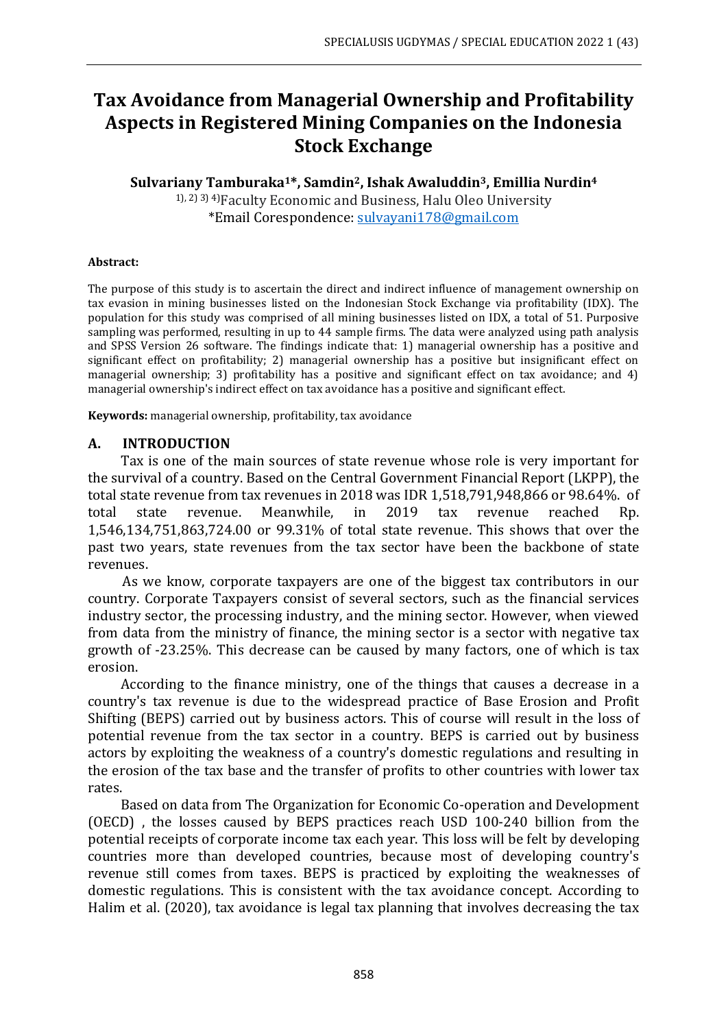# Tax Avoidance from Managerial Ownership and Profitability Aspects in Registered Mining Companies on the Indonesia Stock Exchange

**Sulvariany Tamburaka[1]*, Samdin[2], Ishak Awaluddin[3], Emillia Nurdin[4]**

[1), 2) 3) 4)]Faculty Economic and Business, Halu Oleo University
*Email Corespondence: sulvayani178@gmail.com

**Abstract:**

The purpose of this study is to ascertain the direct and indirect influence of management ownership on tax evasion in mining businesses listed on the Indonesian Stock Exchange via profitability (IDX). The population for this study was comprised of all mining businesses listed on IDX, a total of 51. Purposive sampling was performed, resulting in up to 44 sample firms. The data were analyzed using path analysis and SPSS Version 26 software. The findings indicate that: 1) managerial ownership has a positive and significant effect on profitability; 2) managerial ownership has a positive but insignificant effect on managerial ownership; 3) profitability has a positive and significant effect on tax avoidance; and 4) managerial ownership's indirect effect on tax avoidance has a positive and significant effect.

**Keywords:** managerial ownership, profitability, tax avoidance

## A. INTRODUCTION

Tax is one of the main sources of state revenue whose role is very important for the survival of a country. Based on the Central Government Financial Report (LKPP), the total state revenue from tax revenues in 2018 was IDR 1,518,791,948,866 or 98.64%. of total state revenue. Meanwhile, in 2019 tax revenue reached Rp. 1,546,134,751,863,724.00 or 99.31% of total state revenue. This shows that over the past two years, state revenues from the tax sector have been the backbone of state revenues.

As we know, corporate taxpayers are one of the biggest tax contributors in our country. Corporate Taxpayers consist of several sectors, such as the financial services industry sector, the processing industry, and the mining sector. However, when viewed from data from the ministry of finance, the mining sector is a sector with negative tax growth of -23.25%. This decrease can be caused by many factors, one of which is tax erosion.

According to the finance ministry, one of the things that causes a decrease in a country's tax revenue is due to the widespread practice of Base Erosion and Profit Shifting (BEPS) carried out by business actors. This of course will result in the loss of potential revenue from the tax sector in a country. BEPS is carried out by business actors by exploiting the weakness of a country's domestic regulations and resulting in the erosion of the tax base and the transfer of profits to other countries with lower tax rates.

Based on data from The Organization for Economic Co-operation and Development (OECD) , the losses caused by BEPS practices reach USD 100-240 billion from the potential receipts of corporate income tax each year. This loss will be felt by developing countries more than developed countries, because most of developing country's revenue still comes from taxes. BEPS is practiced by exploiting the weaknesses of domestic regulations. This is consistent with the tax avoidance concept. According to Halim et al. (2020), tax avoidance is legal tax planning that involves decreasing the tax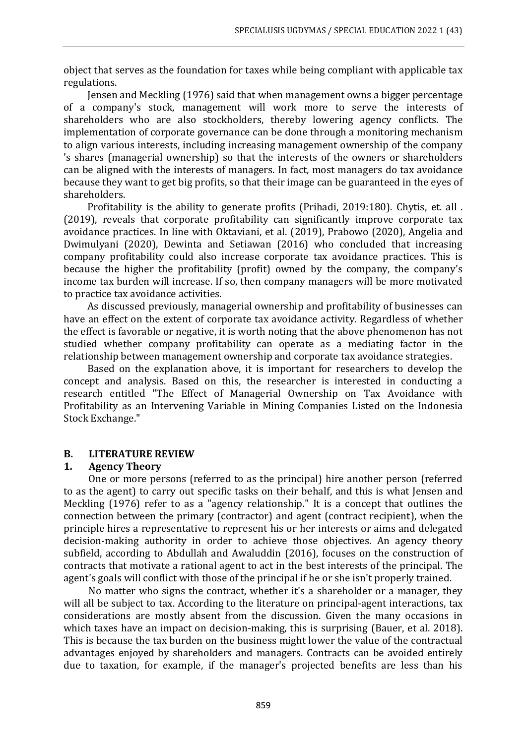object that serves as the foundation for taxes while being compliant with applicable tax regulations.

Jensen and Meckling (1976) said that when management owns a bigger percentage of a company's stock, management will work more to serve the interests of shareholders who are also stockholders, thereby lowering agency conflicts. The implementation of corporate governance can be done through a monitoring mechanism to align various interests, including increasing management ownership of the company 's shares (managerial ownership) so that the interests of the owners or shareholders can be aligned with the interests of managers. In fact, most managers do tax avoidance because they want to get big profits, so that their image can be guaranteed in the eyes of shareholders.

Profitability is the ability to generate profits (Prihadi, 2019:180). Chytis, et. all . (2019), reveals that corporate profitability can significantly improve corporate tax avoidance practices. In line with Oktaviani, et al. (2019), Prabowo (2020), Angelia and Dwimulyani (2020), Dewinta and Setiawan (2016) who concluded that increasing company profitability could also increase corporate tax avoidance practices. This is because the higher the profitability (profit) owned by the company, the company's income tax burden will increase. If so, then company managers will be more motivated to practice tax avoidance activities.

As discussed previously, managerial ownership and profitability of businesses can have an effect on the extent of corporate tax avoidance activity. Regardless of whether the effect is favorable or negative, it is worth noting that the above phenomenon has not studied whether company profitability can operate as a mediating factor in the relationship between management ownership and corporate tax avoidance strategies.

Based on the explanation above, it is important for researchers to develop the concept and analysis. Based on this, the researcher is interested in conducting a research entitled "The Effect of Managerial Ownership on Tax Avoidance with Profitability as an Intervening Variable in Mining Companies Listed on the Indonesia Stock Exchange."

## B. LITERATURE REVIEW

### 1. Agency Theory

One or more persons (referred to as the principal) hire another person (referred to as the agent) to carry out specific tasks on their behalf, and this is what Jensen and Meckling (1976) refer to as a "agency relationship." It is a concept that outlines the connection between the primary (contractor) and agent (contract recipient), when the principle hires a representative to represent his or her interests or aims and delegated decision-making authority in order to achieve those objectives. An agency theory subfield, according to Abdullah and Awaluddin (2016), focuses on the construction of contracts that motivate a rational agent to act in the best interests of the principal. The agent's goals will conflict with those of the principal if he or she isn't properly trained.

No matter who signs the contract, whether it's a shareholder or a manager, they will all be subject to tax. According to the literature on principal-agent interactions, tax considerations are mostly absent from the discussion. Given the many occasions in which taxes have an impact on decision-making, this is surprising (Bauer, et al. 2018). This is because the tax burden on the business might lower the value of the contractual advantages enjoyed by shareholders and managers. Contracts can be avoided entirely due to taxation, for example, if the manager's projected benefits are less than his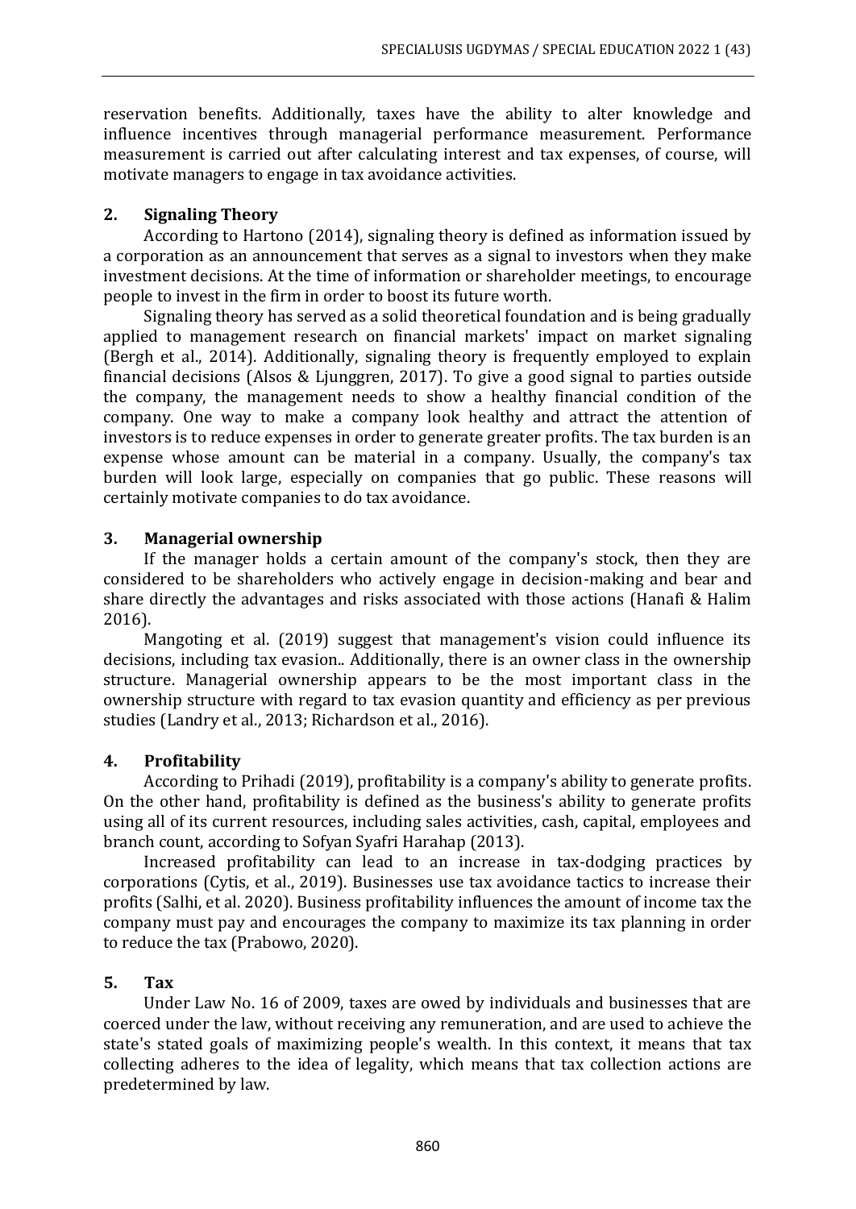reservation benefits. Additionally, taxes have the ability to alter knowledge and influence incentives through managerial performance measurement. Performance measurement is carried out after calculating interest and tax expenses, of course, will motivate managers to engage in tax avoidance activities.

## 2. Signaling Theory

According to Hartono (2014), signaling theory is defined as information issued by a corporation as an announcement that serves as a signal to investors when they make investment decisions. At the time of information or shareholder meetings, to encourage people to invest in the firm in order to boost its future worth.

Signaling theory has served as a solid theoretical foundation and is being gradually applied to management research on financial markets' impact on market signaling (Bergh et al., 2014). Additionally, signaling theory is frequently employed to explain financial decisions (Alsos & Ljunggren, 2017). To give a good signal to parties outside the company, the management needs to show a healthy financial condition of the company. One way to make a company look healthy and attract the attention of investors is to reduce expenses in order to generate greater profits. The tax burden is an expense whose amount can be material in a company. Usually, the company's tax burden will look large, especially on companies that go public. These reasons will certainly motivate companies to do tax avoidance.

## 3. Managerial ownership

If the manager holds a certain amount of the company's stock, then they are considered to be shareholders who actively engage in decision-making and bear and share directly the advantages and risks associated with those actions (Hanafi & Halim 2016).

Mangoting et al. (2019) suggest that management's vision could influence its decisions, including tax evasion.. Additionally, there is an owner class in the ownership structure. Managerial ownership appears to be the most important class in the ownership structure with regard to tax evasion quantity and efficiency as per previous studies (Landry et al., 2013; Richardson et al., 2016).

## 4. Profitability

According to Prihadi (2019), profitability is a company's ability to generate profits. On the other hand, profitability is defined as the business's ability to generate profits using all of its current resources, including sales activities, cash, capital, employees and branch count, according to Sofyan Syafri Harahap (2013).

Increased profitability can lead to an increase in tax-dodging practices by corporations (Cytis, et al., 2019). Businesses use tax avoidance tactics to increase their profits (Salhi, et al. 2020). Business profitability influences the amount of income tax the company must pay and encourages the company to maximize its tax planning in order to reduce the tax (Prabowo, 2020).

## 5. Tax

Under Law No. 16 of 2009, taxes are owed by individuals and businesses that are coerced under the law, without receiving any remuneration, and are used to achieve the state's stated goals of maximizing people's wealth. In this context, it means that tax collecting adheres to the idea of legality, which means that tax collection actions are predetermined by law.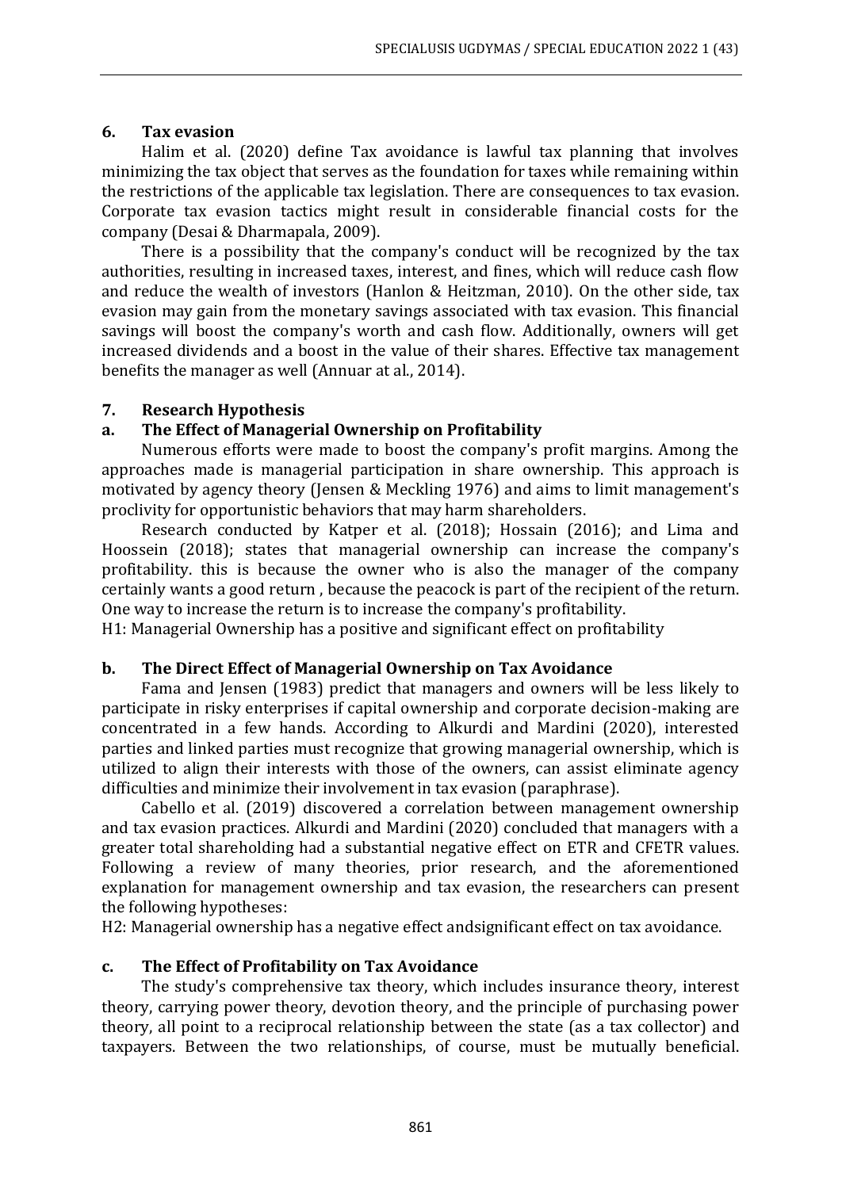## 6. Tax evasion

Halim et al. (2020) define Tax avoidance is lawful tax planning that involves minimizing the tax object that serves as the foundation for taxes while remaining within the restrictions of the applicable tax legislation. There are consequences to tax evasion. Corporate tax evasion tactics might result in considerable financial costs for the company (Desai & Dharmapala, 2009).

There is a possibility that the company's conduct will be recognized by the tax authorities, resulting in increased taxes, interest, and fines, which will reduce cash flow and reduce the wealth of investors (Hanlon & Heitzman, 2010). On the other side, tax evasion may gain from the monetary savings associated with tax evasion. This financial savings will boost the company's worth and cash flow. Additionally, owners will get increased dividends and a boost in the value of their shares. Effective tax management benefits the manager as well (Annuar at al., 2014).

## 7. Research Hypothesis

### a. The Effect of Managerial Ownership on Profitability

Numerous efforts were made to boost the company's profit margins. Among the approaches made is managerial participation in share ownership. This approach is motivated by agency theory (Jensen & Meckling 1976) and aims to limit management's proclivity for opportunistic behaviors that may harm shareholders.

Research conducted by Katper et al. (2018); Hossain (2016); and Lima and Hoossein (2018); states that managerial ownership can increase the company's profitability. this is because the owner who is also the manager of the company certainly wants a good return , because the peacock is part of the recipient of the return. One way to increase the return is to increase the company's profitability.

H1: Managerial Ownership has a positive and significant effect on profitability

### b. The Direct Effect of Managerial Ownership on Tax Avoidance

Fama and Jensen (1983) predict that managers and owners will be less likely to participate in risky enterprises if capital ownership and corporate decision-making are concentrated in a few hands. According to Alkurdi and Mardini (2020), interested parties and linked parties must recognize that growing managerial ownership, which is utilized to align their interests with those of the owners, can assist eliminate agency difficulties and minimize their involvement in tax evasion (paraphrase).

Cabello et al. (2019) discovered a correlation between management ownership and tax evasion practices. Alkurdi and Mardini (2020) concluded that managers with a greater total shareholding had a substantial negative effect on ETR and CFETR values. Following a review of many theories, prior research, and the aforementioned explanation for management ownership and tax evasion, the researchers can present the following hypotheses:

H2: Managerial ownership has a negative effect andsignificant effect on tax avoidance.

### c. The Effect of Profitability on Tax Avoidance

The study's comprehensive tax theory, which includes insurance theory, interest theory, carrying power theory, devotion theory, and the principle of purchasing power theory, all point to a reciprocal relationship between the state (as a tax collector) and taxpayers. Between the two relationships, of course, must be mutually beneficial.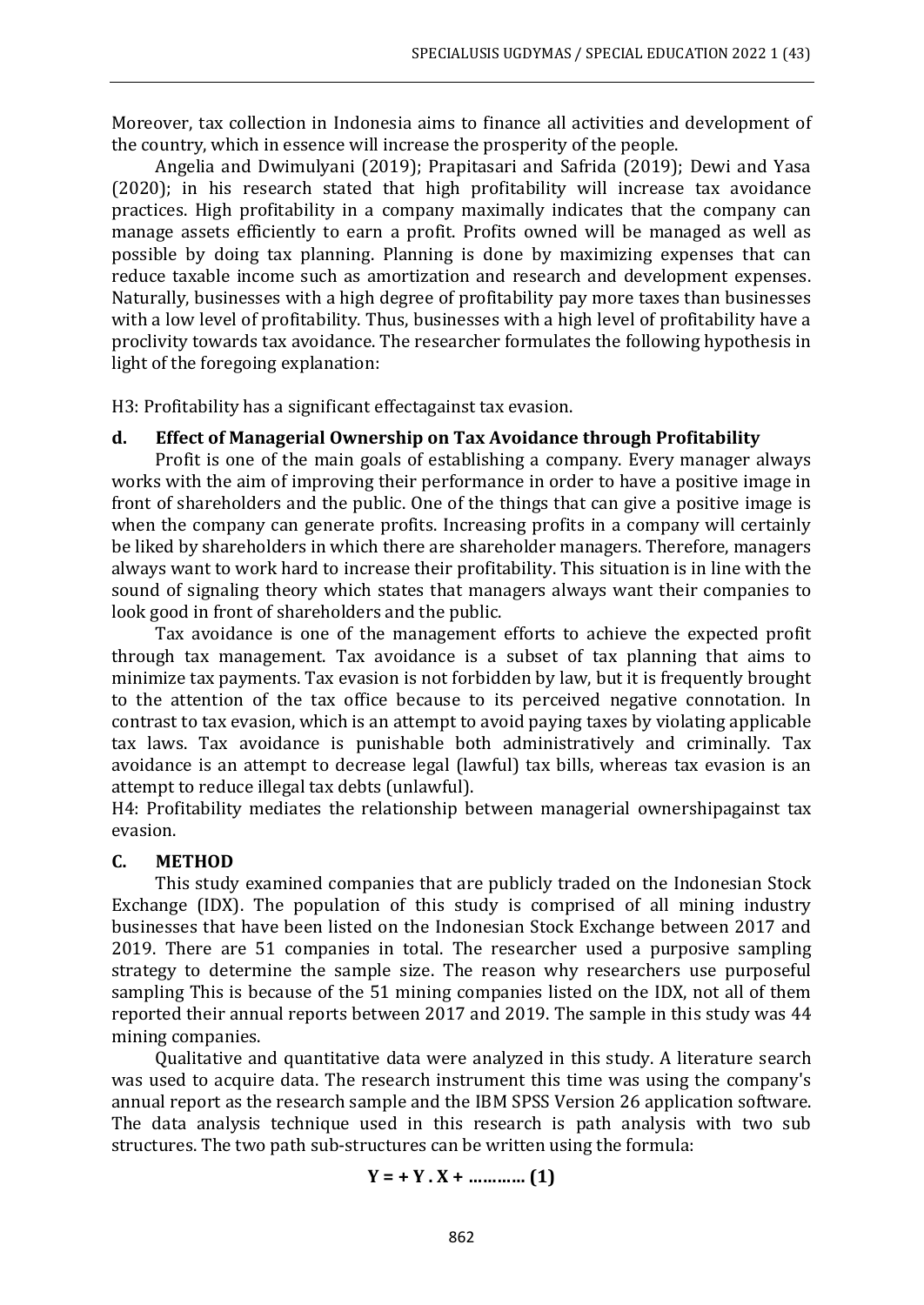Moreover, tax collection in Indonesia aims to finance all activities and development of the country, which in essence will increase the prosperity of the people.

Angelia and Dwimulyani (2019); Prapitasari and Safrida (2019); Dewi and Yasa (2020); in his research stated that high profitability will increase tax avoidance practices. High profitability in a company maximally indicates that the company can manage assets efficiently to earn a profit. Profits owned will be managed as well as possible by doing tax planning. Planning is done by maximizing expenses that can reduce taxable income such as amortization and research and development expenses. Naturally, businesses with a high degree of profitability pay more taxes than businesses with a low level of profitability. Thus, businesses with a high level of profitability have a proclivity towards tax avoidance. The researcher formulates the following hypothesis in light of the foregoing explanation:

H3: Profitability has a significant effectagainst tax evasion.

### d. Effect of Managerial Ownership on Tax Avoidance through Profitability

Profit is one of the main goals of establishing a company. Every manager always works with the aim of improving their performance in order to have a positive image in front of shareholders and the public. One of the things that can give a positive image is when the company can generate profits. Increasing profits in a company will certainly be liked by shareholders in which there are shareholder managers. Therefore, managers always want to work hard to increase their profitability. This situation is in line with the sound of signaling theory which states that managers always want their companies to look good in front of shareholders and the public.

Tax avoidance is one of the management efforts to achieve the expected profit through tax management. Tax avoidance is a subset of tax planning that aims to minimize tax payments. Tax evasion is not forbidden by law, but it is frequently brought to the attention of the tax office because to its perceived negative connotation. In contrast to tax evasion, which is an attempt to avoid paying taxes by violating applicable tax laws. Tax avoidance is punishable both administratively and criminally. Tax avoidance is an attempt to decrease legal (lawful) tax bills, whereas tax evasion is an attempt to reduce illegal tax debts (unlawful).

H4: Profitability mediates the relationship between managerial ownershipagainst tax evasion.

## C. METHOD

This study examined companies that are publicly traded on the Indonesian Stock Exchange (IDX). The population of this study is comprised of all mining industry businesses that have been listed on the Indonesian Stock Exchange between 2017 and 2019. There are 51 companies in total. The researcher used a purposive sampling strategy to determine the sample size. The reason why researchers use purposeful sampling This is because of the 51 mining companies listed on the IDX, not all of them reported their annual reports between 2017 and 2019. The sample in this study was 44 mining companies.

Qualitative and quantitative data were analyzed in this study. A literature search was used to acquire data. The research instrument this time was using the company's annual report as the research sample and the IBM SPSS Version 26 application software. The data analysis technique used in this research is path analysis with two sub structures. The two path sub-structures can be written using the formula:

$$\mathbf{Y = + Y \,.\, X + \ldots\ldots\ldots\ldots \; (1)}$$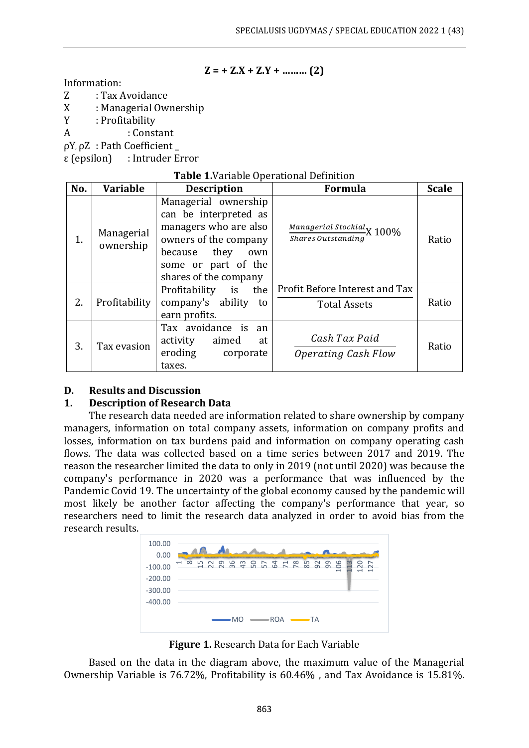$$Z = + Z.X + Z.Y + \ldots\ldots\ldots (2)$$

Information:

Z : Tax Avoidance
X : Managerial Ownership
Y : Profitability
A : Constant
ρY, ρZ : Path Coefficient _
ε (epsilon) : Intruder Error

**Table 1.** Variable Operational Definition

| No. | Variable | Description | Formula | Scale |
|---|---|---|---|---|
| 1. | Managerial ownership | Managerial ownership can be interpreted as managers who are also owners of the company because they own some or part of the shares of the company | $\frac{\textit{Managerial Stockial}}{\textit{Shares Outstanding}}$ X 100% | Ratio |
| 2. | Profitability | Profitability is the company's ability to earn profits. | $\frac{\text{Profit Before Interest and Tax}}{\text{Total Assets}}$ | Ratio |
| 3. | Tax evasion | Tax avoidance is an activity aimed at eroding corporate taxes. | $\frac{\textit{Cash Tax Paid}}{\textit{Operating Cash Flow}}$ | Ratio |

## D. Results and Discussion

### 1. Description of Research Data

The research data needed are information related to share ownership by company managers, information on total company assets, information on company profits and losses, information on tax burdens paid and information on company operating cash flows. The data was collected based on a time series between 2017 and 2019. The reason the researcher limited the data to only in 2019 (not until 2020) was because the company's performance in 2020 was a performance that was influenced by the Pandemic Covid 19. The uncertainty of the global economy caused by the pandemic will most likely be another factor affecting the company's performance that year, so researchers need to limit the research data analyzed in order to avoid bias from the research results.

**Figure 1.** Research Data for Each Variable

Based on the data in the diagram above, the maximum value of the Managerial Ownership Variable is 76.72%, Profitability is 60.46% , and Tax Avoidance is 15.81%.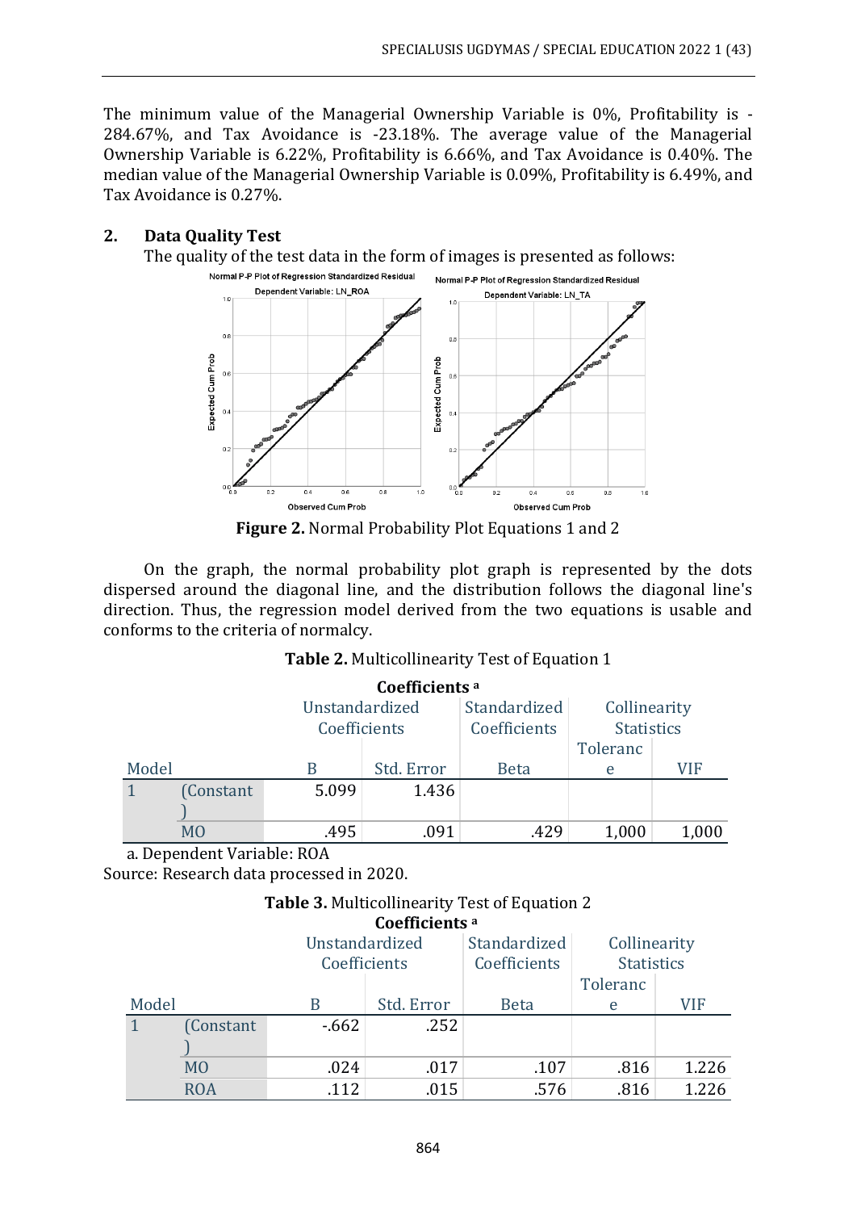The minimum value of the Managerial Ownership Variable is 0%, Profitability is -284.67%, and Tax Avoidance is -23.18%. The average value of the Managerial Ownership Variable is 6.22%, Profitability is 6.66%, and Tax Avoidance is 0.40%. The median value of the Managerial Ownership Variable is 0.09%, Profitability is 6.49%, and Tax Avoidance is 0.27%.

## 2. Data Quality Test

The quality of the test data in the form of images is presented as follows:

**Figure 2.** Normal Probability Plot Equations 1 and 2

On the graph, the normal probability plot graph is represented by the dots dispersed around the diagonal line, and the distribution follows the diagonal line's direction. Thus, the regression model derived from the two equations is usable and conforms to the criteria of normalcy.

**Table 2.** Multicollinearity Test of Equation 1

**Coefficients** [a]

| Model | | Unstandardized Coefficients | | Standardized Coefficients | Collinearity Statistics | |
|---|---|---|---|---|---|---|
| | | B | Std. Error | Beta | Tolerance | VIF |
| 1 | (Constant) | 5.099 | 1.436 | | | |
| | MO | .495 | .091 | .429 | 1,000 | 1,000 |

a. Dependent Variable: ROA

Source: Research data processed in 2020.

**Table 3.** Multicollinearity Test of Equation 2

**Coefficients** [a]

| Model | | Unstandardized Coefficients | | Standardized Coefficients | Collinearity Statistics | |
|---|---|---|---|---|---|---|
| | | B | Std. Error | Beta | Tolerance | VIF |
| 1 | (Constant) | -.662 | .252 | | | |
| | MO | .024 | .017 | .107 | .816 | 1.226 |
| | ROA | .112 | .015 | .576 | .816 | 1.226 |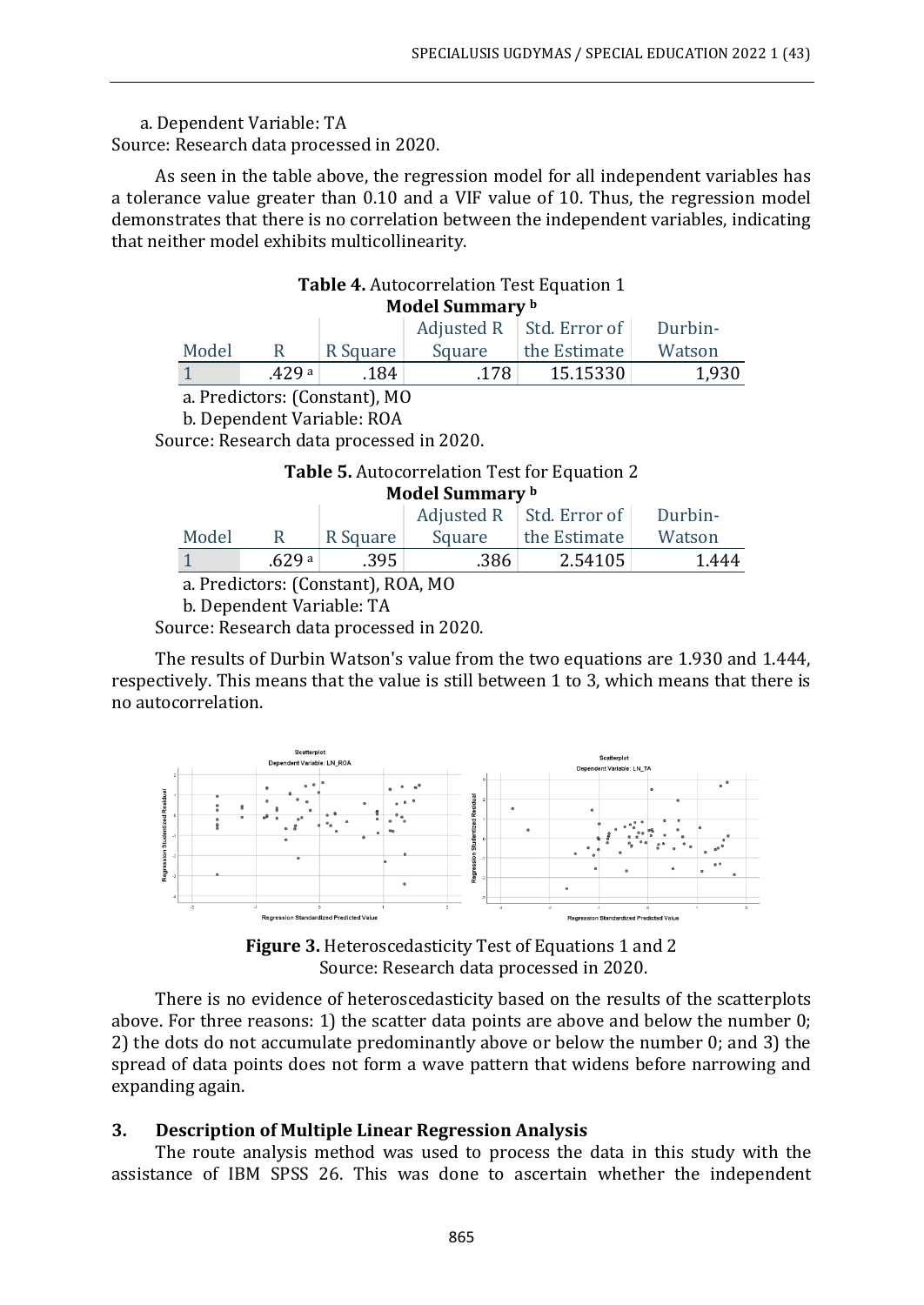a. Dependent Variable: TA

Source: Research data processed in 2020.

As seen in the table above, the regression model for all independent variables has a tolerance value greater than 0.10 and a VIF value of 10. Thus, the regression model demonstrates that there is no correlation between the independent variables, indicating that neither model exhibits multicollinearity.

**Table 4.** Autocorrelation Test Equation 1

**Model Summary** [b]

| Model | R | R Square | Adjusted R Square | Std. Error of the Estimate | Durbin-Watson |
|---|---|---|---|---|---|
| 1 | .429 [a] | .184 | .178 | 15.15330 | 1,930 |

a. Predictors: (Constant), MO

b. Dependent Variable: ROA

Source: Research data processed in 2020.

**Table 5.** Autocorrelation Test for Equation 2

**Model Summary** [b]

| Model | R | R Square | Adjusted R Square | Std. Error of the Estimate | Durbin-Watson |
|---|---|---|---|---|---|
| 1 | .629 [a] | .395 | .386 | 2.54105 | 1.444 |

a. Predictors: (Constant), ROA, MO

b. Dependent Variable: TA

Source: Research data processed in 2020.

The results of Durbin Watson's value from the two equations are 1.930 and 1.444, respectively. This means that the value is still between 1 to 3, which means that there is no autocorrelation.

**Figure 3.** Heteroscedasticity Test of Equations 1 and 2
Source: Research data processed in 2020.

There is no evidence of heteroscedasticity based on the results of the scatterplots above. For three reasons: 1) the scatter data points are above and below the number 0; 2) the dots do not accumulate predominantly above or below the number 0; and 3) the spread of data points does not form a wave pattern that widens before narrowing and expanding again.

### 3. Description of Multiple Linear Regression Analysis

The route analysis method was used to process the data in this study with the assistance of IBM SPSS 26. This was done to ascertain whether the independent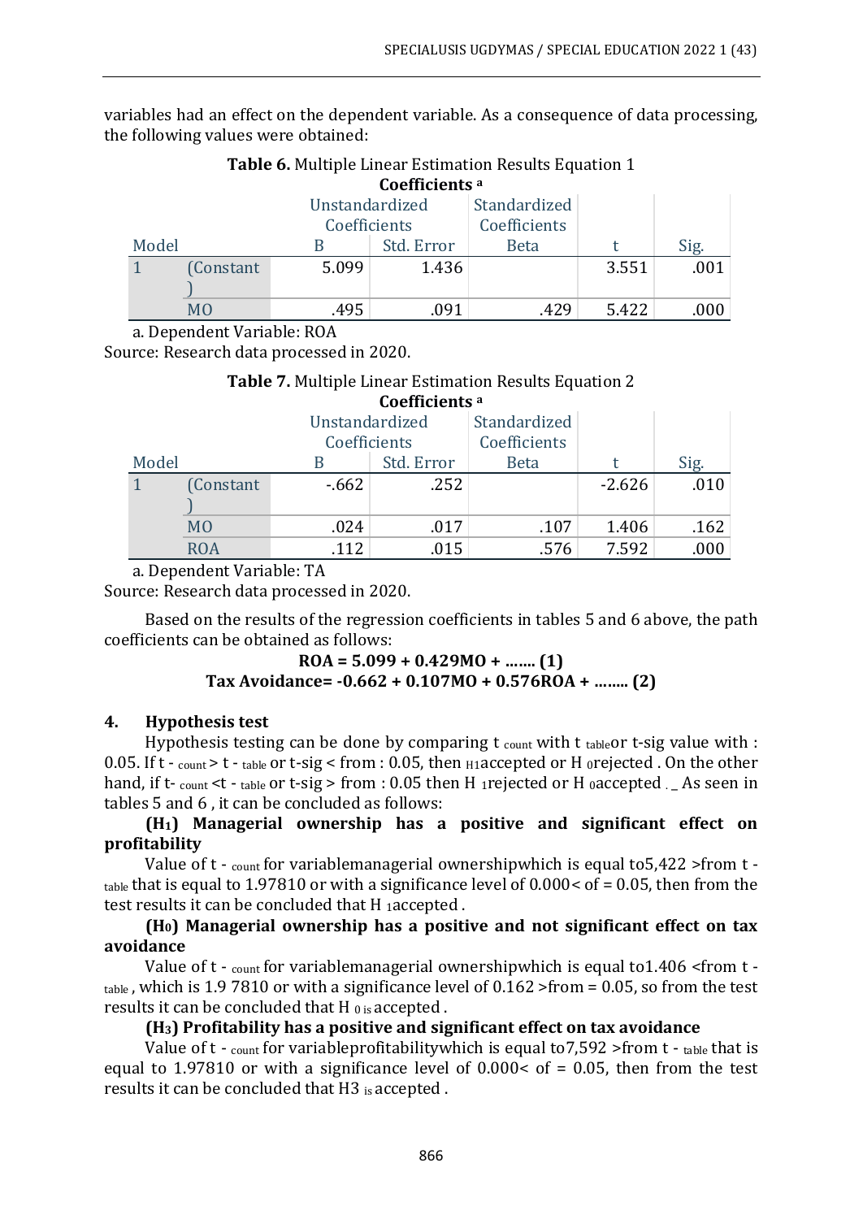variables had an effect on the dependent variable. As a consequence of data processing, the following values were obtained:

**Table 6.** Multiple Linear Estimation Results Equation 1

**Coefficients** [a]

| Model | | Unstandardized Coefficients | | Standardized Coefficients | t | Sig. |
|---|---|---|---|---|---|---|
| | | B | Std. Error | Beta | | |
| 1 | (Constant) | 5.099 | 1.436 | | 3.551 | .001 |
| | MO | .495 | .091 | .429 | 5.422 | .000 |

a. Dependent Variable: ROA

Source: Research data processed in 2020.

**Table 7.** Multiple Linear Estimation Results Equation 2

**Coefficients** [a]

| Model | | Unstandardized Coefficients | | Standardized Coefficients | t | Sig. |
|---|---|---|---|---|---|---|
| | | B | Std. Error | Beta | | |
| 1 | (Constant) | -.662 | .252 | | -2.626 | .010 |
| | MO | .024 | .017 | .107 | 1.406 | .162 |
| | ROA | .112 | .015 | .576 | 7.592 | .000 |

a. Dependent Variable: TA

Source: Research data processed in 2020.

Based on the results of the regression coefficients in tables 5 and 6 above, the path coefficients can be obtained as follows:

$$\textbf{ROA = 5.099 + 0.429MO + ....... (1)}$$

$$\textbf{Tax Avoidance= -0.662 + 0.107MO + 0.576ROA + ........ (2)}$$

## 4. Hypothesis test

Hypothesis testing can be done by comparing $t_{count}$ with $t_{table}$or t-sig value with : 0.05. If $t_{count} > t_{table}$ or t-sig < from : 0.05, then $H_1$accepted or $H_0$rejected . On the other hand, if $t_{count} < t_{table}$ or t-sig > from : 0.05 then $H_1$rejected or $H_0$accepted . _ As seen in tables 5 and 6 , it can be concluded as follows:

**($H_1$) Managerial ownership has a positive and significant effect on profitability**

Value of $t_{count}$ for variablemanagerial ownershipwhich is equal to5,422 >from $t_{table}$ that is equal to 1.97810 or with a significance level of 0.000< of = 0.05, then from the test results it can be concluded that $H_1$accepted .

**($H_0$) Managerial ownership has a positive and not significant effect on tax avoidance**

Value of $t_{count}$ for variablemanagerial ownershipwhich is equal to1.406 <from $t_{table}$ , which is 1.9 7810 or with a significance level of 0.162 >from = 0.05, so from the test results it can be concluded that $H_0$ is accepted .

**($H_3$) Profitability has a positive and significant effect on tax avoidance**

Value of $t_{count}$ for variableprofitabilitywhich is equal to7,592 >from $t_{table}$ that is equal to 1.97810 or with a significance level of 0.000< of = 0.05, then from the test results it can be concluded that H3 is accepted .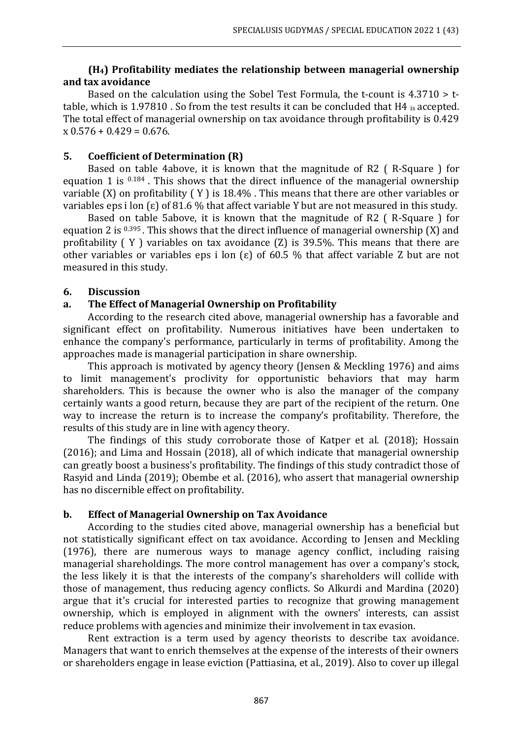### ($H_4$) Profitability mediates the relationship between managerial ownership and tax avoidance

Based on the calculation using the Sobel Test Formula, the t-count is 4.3710 > t-table, which is 1.97810 . So from the test results it can be concluded that H4 is accepted. The total effect of managerial ownership on tax avoidance through profitability is 0.429 x 0.576 + 0.429 = 0.676.

### 5. Coefficient of Determination (R)

Based on table 4above, it is known that the magnitude of R2 ( R-Square ) for equation 1 is 0.184 . This shows that the direct influence of the managerial ownership variable (X) on profitability ( Y ) is 18.4% . This means that there are other variables or variables eps i lon (ε) of 81.6 % that affect variable Y but are not measured in this study.

Based on table 5above, it is known that the magnitude of R2 ( R-Square ) for equation 2 is 0.395 . This shows that the direct influence of managerial ownership (X) and profitability ( Y ) variables on tax avoidance (Z) is 39.5%. This means that there are other variables or variables eps i lon (ε) of 60.5 % that affect variable Z but are not measured in this study.

### 6. Discussion

#### a. The Effect of Managerial Ownership on Profitability

According to the research cited above, managerial ownership has a favorable and significant effect on profitability. Numerous initiatives have been undertaken to enhance the company's performance, particularly in terms of profitability. Among the approaches made is managerial participation in share ownership.

This approach is motivated by agency theory (Jensen & Meckling 1976) and aims to limit management's proclivity for opportunistic behaviors that may harm shareholders. This is because the owner who is also the manager of the company certainly wants a good return, because they are part of the recipient of the return. One way to increase the return is to increase the company's profitability. Therefore, the results of this study are in line with agency theory.

The findings of this study corroborate those of Katper et al. (2018); Hossain (2016); and Lima and Hossain (2018), all of which indicate that managerial ownership can greatly boost a business's profitability. The findings of this study contradict those of Rasyid and Linda (2019); Obembe et al. (2016), who assert that managerial ownership has no discernible effect on profitability.

#### b. Effect of Managerial Ownership on Tax Avoidance

According to the studies cited above, managerial ownership has a beneficial but not statistically significant effect on tax avoidance. According to Jensen and Meckling (1976), there are numerous ways to manage agency conflict, including raising managerial shareholdings. The more control management has over a company's stock, the less likely it is that the interests of the company's shareholders will collide with those of management, thus reducing agency conflicts. So Alkurdi and Mardina (2020) argue that it's crucial for interested parties to recognize that growing management ownership, which is employed in alignment with the owners' interests, can assist reduce problems with agencies and minimize their involvement in tax evasion.

Rent extraction is a term used by agency theorists to describe tax avoidance. Managers that want to enrich themselves at the expense of the interests of their owners or shareholders engage in lease eviction (Pattiasina, et al., 2019). Also to cover up illegal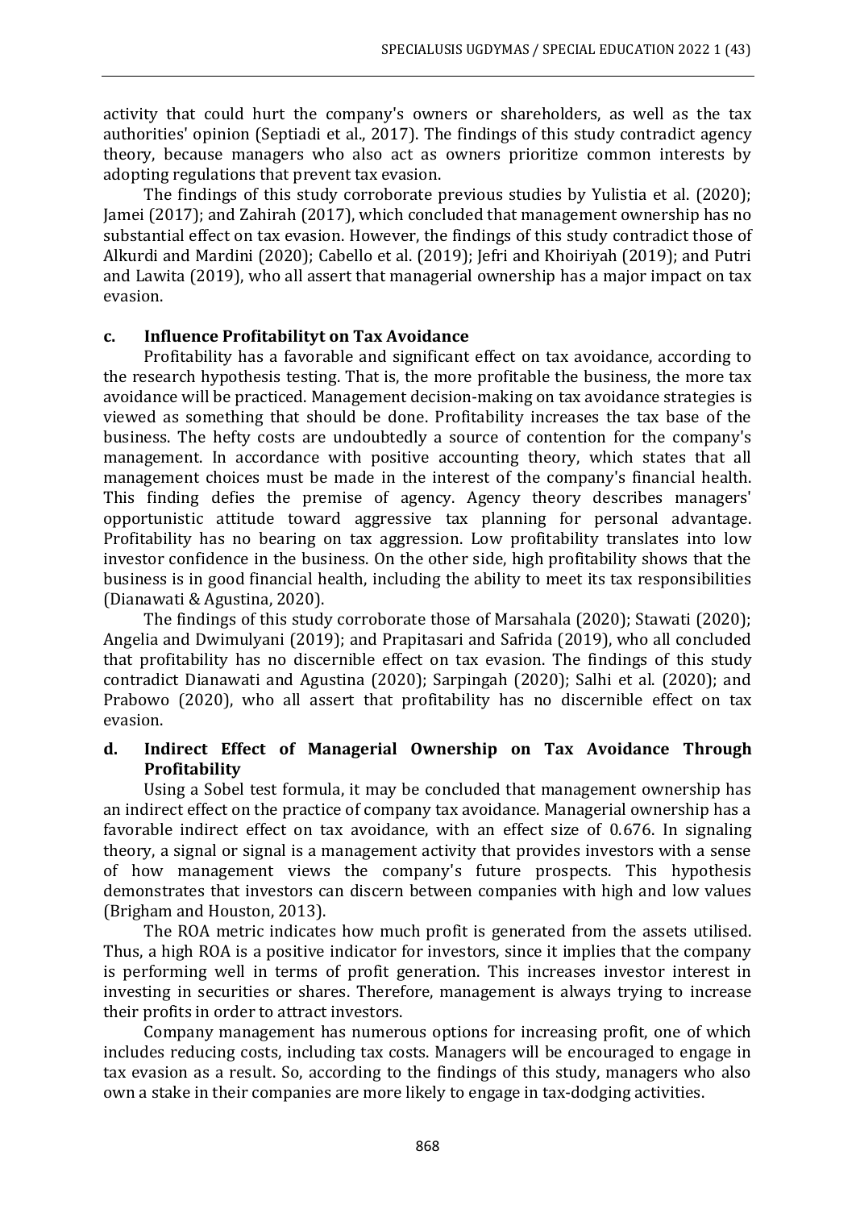activity that could hurt the company's owners or shareholders, as well as the tax authorities' opinion (Septiadi et al., 2017). The findings of this study contradict agency theory, because managers who also act as owners prioritize common interests by adopting regulations that prevent tax evasion.

The findings of this study corroborate previous studies by Yulistia et al. (2020); Jamei (2017); and Zahirah (2017), which concluded that management ownership has no substantial effect on tax evasion. However, the findings of this study contradict those of Alkurdi and Mardini (2020); Cabello et al. (2019); Jefri and Khoiriyah (2019); and Putri and Lawita (2019), who all assert that managerial ownership has a major impact on tax evasion.

### c. Influence Profitabilityt on Tax Avoidance

Profitability has a favorable and significant effect on tax avoidance, according to the research hypothesis testing. That is, the more profitable the business, the more tax avoidance will be practiced. Management decision-making on tax avoidance strategies is viewed as something that should be done. Profitability increases the tax base of the business. The hefty costs are undoubtedly a source of contention for the company's management. In accordance with positive accounting theory, which states that all management choices must be made in the interest of the company's financial health. This finding defies the premise of agency. Agency theory describes managers' opportunistic attitude toward aggressive tax planning for personal advantage. Profitability has no bearing on tax aggression. Low profitability translates into low investor confidence in the business. On the other side, high profitability shows that the business is in good financial health, including the ability to meet its tax responsibilities (Dianawati & Agustina, 2020).

The findings of this study corroborate those of Marsahala (2020); Stawati (2020); Angelia and Dwimulyani (2019); and Prapitasari and Safrida (2019), who all concluded that profitability has no discernible effect on tax evasion. The findings of this study contradict Dianawati and Agustina (2020); Sarpingah (2020); Salhi et al. (2020); and Prabowo (2020), who all assert that profitability has no discernible effect on tax evasion.

### d. Indirect Effect of Managerial Ownership on Tax Avoidance Through Profitability

Using a Sobel test formula, it may be concluded that management ownership has an indirect effect on the practice of company tax avoidance. Managerial ownership has a favorable indirect effect on tax avoidance, with an effect size of 0.676. In signaling theory, a signal or signal is a management activity that provides investors with a sense of how management views the company's future prospects. This hypothesis demonstrates that investors can discern between companies with high and low values (Brigham and Houston, 2013).

The ROA metric indicates how much profit is generated from the assets utilised. Thus, a high ROA is a positive indicator for investors, since it implies that the company is performing well in terms of profit generation. This increases investor interest in investing in securities or shares. Therefore, management is always trying to increase their profits in order to attract investors.

Company management has numerous options for increasing profit, one of which includes reducing costs, including tax costs. Managers will be encouraged to engage in tax evasion as a result. So, according to the findings of this study, managers who also own a stake in their companies are more likely to engage in tax-dodging activities.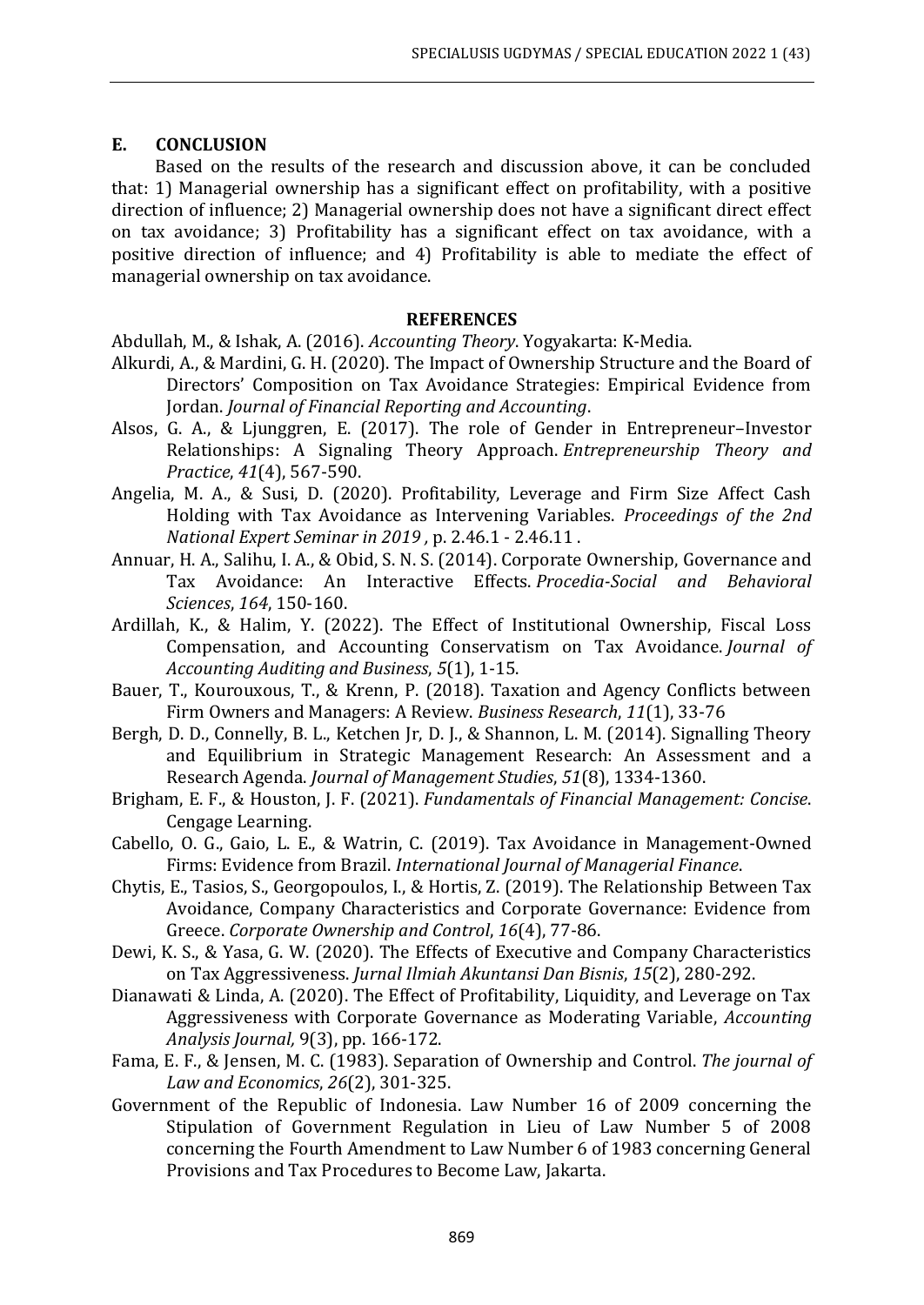## E. CONCLUSION

Based on the results of the research and discussion above, it can be concluded that: 1) Managerial ownership has a significant effect on profitability, with a positive direction of influence; 2) Managerial ownership does not have a significant direct effect on tax avoidance; 3) Profitability has a significant effect on tax avoidance, with a positive direction of influence; and 4) Profitability is able to mediate the effect of managerial ownership on tax avoidance.

## REFERENCES

Abdullah, M., & Ishak, A. (2016). *Accounting Theory*. Yogyakarta: K-Media.

Alkurdi, A., & Mardini, G. H. (2020). The Impact of Ownership Structure and the Board of Directors' Composition on Tax Avoidance Strategies: Empirical Evidence from Jordan. *Journal of Financial Reporting and Accounting*.

Alsos, G. A., & Ljunggren, E. (2017). The role of Gender in Entrepreneur–Investor Relationships: A Signaling Theory Approach. *Entrepreneurship Theory and Practice*, *41*(4), 567-590.

Angelia, M. A., & Susi, D. (2020). Profitability, Leverage and Firm Size Affect Cash Holding with Tax Avoidance as Intervening Variables. *Proceedings of the 2nd National Expert Seminar in 2019* , p. 2.46.1 - 2.46.11 .

Annuar, H. A., Salihu, I. A., & Obid, S. N. S. (2014). Corporate Ownership, Governance and Tax Avoidance: An Interactive Effects. *Procedia-Social and Behavioral Sciences*, *164*, 150-160.

Ardillah, K., & Halim, Y. (2022). The Effect of Institutional Ownership, Fiscal Loss Compensation, and Accounting Conservatism on Tax Avoidance. *Journal of Accounting Auditing and Business*, *5*(1), 1-15.

Bauer, T., Kourouxous, T., & Krenn, P. (2018). Taxation and Agency Conflicts between Firm Owners and Managers: A Review. *Business Research*, *11*(1), 33-76

Bergh, D. D., Connelly, B. L., Ketchen Jr, D. J., & Shannon, L. M. (2014). Signalling Theory and Equilibrium in Strategic Management Research: An Assessment and a Research Agenda. *Journal of Management Studies*, *51*(8), 1334-1360.

Brigham, E. F., & Houston, J. F. (2021). *Fundamentals of Financial Management: Concise*. Cengage Learning.

Cabello, O. G., Gaio, L. E., & Watrin, C. (2019). Tax Avoidance in Management-Owned Firms: Evidence from Brazil. *International Journal of Managerial Finance*.

Chytis, E., Tasios, S., Georgopoulos, I., & Hortis, Z. (2019). The Relationship Between Tax Avoidance, Company Characteristics and Corporate Governance: Evidence from Greece. *Corporate Ownership and Control*, *16*(4), 77-86.

Dewi, K. S., & Yasa, G. W. (2020). The Effects of Executive and Company Characteristics on Tax Aggressiveness. *Jurnal Ilmiah Akuntansi Dan Bisnis*, *15*(2), 280-292.

Dianawati & Linda, A. (2020). The Effect of Profitability, Liquidity, and Leverage on Tax Aggressiveness with Corporate Governance as Moderating Variable, *Accounting Analysis Journal*, 9(3), pp. 166-172.

Fama, E. F., & Jensen, M. C. (1983). Separation of Ownership and Control. *The journal of Law and Economics*, *26*(2), 301-325.

Government of the Republic of Indonesia. Law Number 16 of 2009 concerning the Stipulation of Government Regulation in Lieu of Law Number 5 of 2008 concerning the Fourth Amendment to Law Number 6 of 1983 concerning General Provisions and Tax Procedures to Become Law, Jakarta.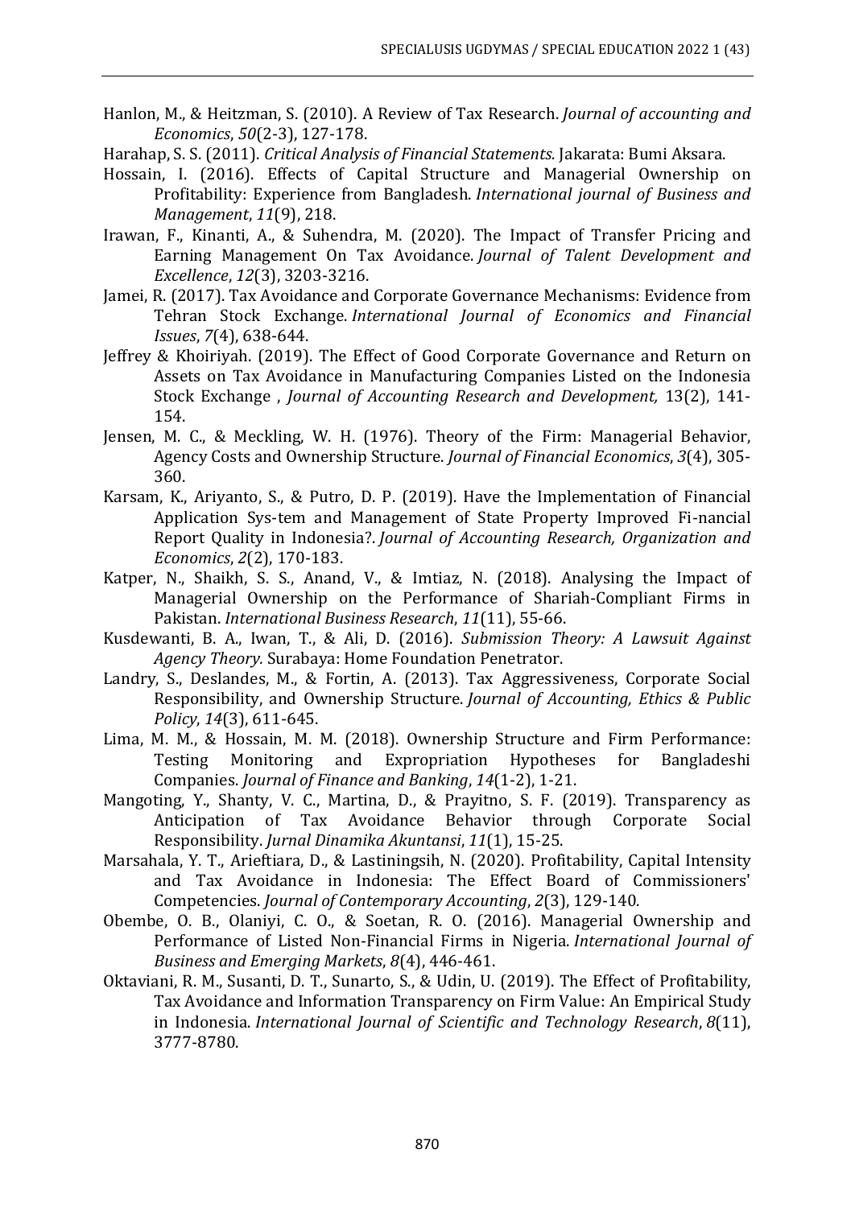Hanlon, M., & Heitzman, S. (2010). A Review of Tax Research. *Journal of accounting and Economics*, *50*(2-3), 127-178.

Harahap, S. S. (2011). *Critical Analysis of Financial Statements.* Jakarata: Bumi Aksara.

Hossain, I. (2016). Effects of Capital Structure and Managerial Ownership on Profitability: Experience from Bangladesh. *International journal of Business and Management*, *11*(9), 218.

Irawan, F., Kinanti, A., & Suhendra, M. (2020). The Impact of Transfer Pricing and Earning Management On Tax Avoidance. *Journal of Talent Development and Excellence*, *12*(3), 3203-3216.

Jamei, R. (2017). Tax Avoidance and Corporate Governance Mechanisms: Evidence from Tehran Stock Exchange. *International Journal of Economics and Financial Issues*, *7*(4), 638-644.

Jeffrey & Khoiriyah. (2019). The Effect of Good Corporate Governance and Return on Assets on Tax Avoidance in Manufacturing Companies Listed on the Indonesia Stock Exchange , *Journal of Accounting Research and Development,* 13(2), 141-154.

Jensen, M. C., & Meckling, W. H. (1976). Theory of the Firm: Managerial Behavior, Agency Costs and Ownership Structure. *Journal of Financial Economics*, *3*(4), 305-360.

Karsam, K., Ariyanto, S., & Putro, D. P. (2019). Have the Implementation of Financial Application Sys-tem and Management of State Property Improved Fi-nancial Report Quality in Indonesia?. *Journal of Accounting Research, Organization and Economics*, *2*(2), 170-183.

Katper, N., Shaikh, S. S., Anand, V., & Imtiaz, N. (2018). Analysing the Impact of Managerial Ownership on the Performance of Shariah-Compliant Firms in Pakistan. *International Business Research*, *11*(11), 55-66.

Kusdewanti, B. A., Iwan, T., & Ali, D. (2016). *Submission Theory: A Lawsuit Against Agency Theory.* Surabaya: Home Foundation Penetrator.

Landry, S., Deslandes, M., & Fortin, A. (2013). Tax Aggressiveness, Corporate Social Responsibility, and Ownership Structure. *Journal of Accounting, Ethics & Public Policy*, *14*(3), 611-645.

Lima, M. M., & Hossain, M. M. (2018). Ownership Structure and Firm Performance: Testing Monitoring and Expropriation Hypotheses for Bangladeshi Companies. *Journal of Finance and Banking*, *14*(1-2), 1-21.

Mangoting, Y., Shanty, V. C., Martina, D., & Prayitno, S. F. (2019). Transparency as Anticipation of Tax Avoidance Behavior through Corporate Social Responsibility. *Jurnal Dinamika Akuntansi*, *11*(1), 15-25.

Marsahala, Y. T., Arieftiara, D., & Lastiningsih, N. (2020). Profitability, Capital Intensity and Tax Avoidance in Indonesia: The Effect Board of Commissioners' Competencies. *Journal of Contemporary Accounting*, *2*(3), 129-140.

Obembe, O. B., Olaniyi, C. O., & Soetan, R. O. (2016). Managerial Ownership and Performance of Listed Non-Financial Firms in Nigeria. *International Journal of Business and Emerging Markets*, *8*(4), 446-461.

Oktaviani, R. M., Susanti, D. T., Sunarto, S., & Udin, U. (2019). The Effect of Profitability, Tax Avoidance and Information Transparency on Firm Value: An Empirical Study in Indonesia. *International Journal of Scientific and Technology Research*, *8*(11), 3777-8780.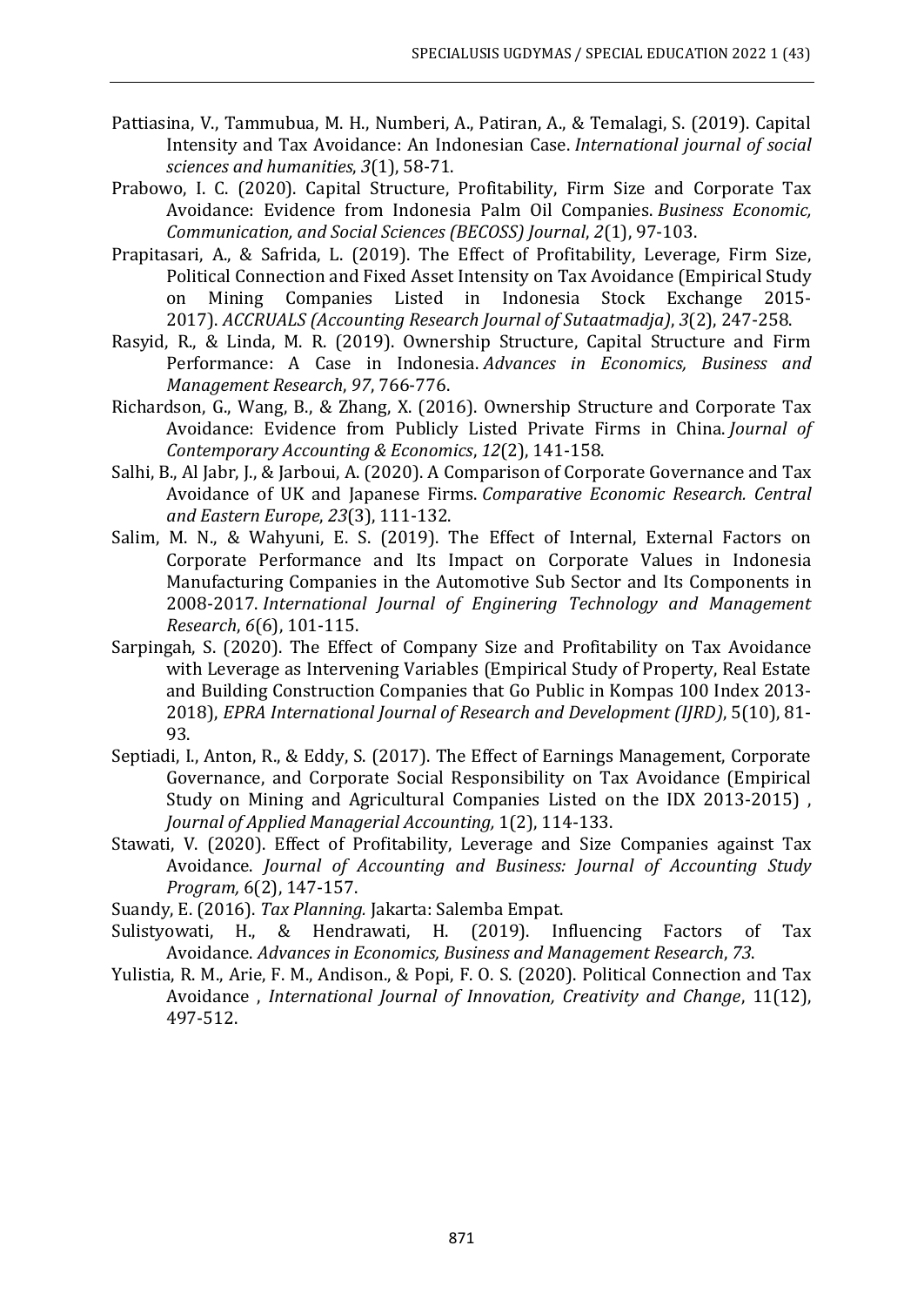Pattiasina, V., Tammubua, M. H., Numberi, A., Patiran, A., & Temalagi, S. (2019). Capital Intensity and Tax Avoidance: An Indonesian Case. *International journal of social sciences and humanities*, *3*(1), 58-71.

Prabowo, I. C. (2020). Capital Structure, Profitability, Firm Size and Corporate Tax Avoidance: Evidence from Indonesia Palm Oil Companies. *Business Economic, Communication, and Social Sciences (BECOSS) Journal*, *2*(1), 97-103.

Prapitasari, A., & Safrida, L. (2019). The Effect of Profitability, Leverage, Firm Size, Political Connection and Fixed Asset Intensity on Tax Avoidance (Empirical Study on Mining Companies Listed in Indonesia Stock Exchange 2015-2017). *ACCRUALS (Accounting Research Journal of Sutaatmadja)*, *3*(2), 247-258.

Rasyid, R., & Linda, M. R. (2019). Ownership Structure, Capital Structure and Firm Performance: A Case in Indonesia. *Advances in Economics, Business and Management Research*, *97*, 766-776.

Richardson, G., Wang, B., & Zhang, X. (2016). Ownership Structure and Corporate Tax Avoidance: Evidence from Publicly Listed Private Firms in China. *Journal of Contemporary Accounting & Economics*, *12*(2), 141-158.

Salhi, B., Al Jabr, J., & Jarboui, A. (2020). A Comparison of Corporate Governance and Tax Avoidance of UK and Japanese Firms. *Comparative Economic Research. Central and Eastern Europe*, *23*(3), 111-132.

Salim, M. N., & Wahyuni, E. S. (2019). The Effect of Internal, External Factors on Corporate Performance and Its Impact on Corporate Values in Indonesia Manufacturing Companies in the Automotive Sub Sector and Its Components in 2008-2017. *International Journal of Enginering Technology and Management Research*, *6*(6), 101-115.

Sarpingah, S. (2020). The Effect of Company Size and Profitability on Tax Avoidance with Leverage as Intervening Variables (Empirical Study of Property, Real Estate and Building Construction Companies that Go Public in Kompas 100 Index 2013-2018), *EPRA International Journal of Research and Development (IJRD)*, 5(10), 81-93.

Septiadi, I., Anton, R., & Eddy, S. (2017). The Effect of Earnings Management, Corporate Governance, and Corporate Social Responsibility on Tax Avoidance (Empirical Study on Mining and Agricultural Companies Listed on the IDX 2013-2015) , *Journal of Applied Managerial Accounting,* 1(2), 114-133.

Stawati, V. (2020). Effect of Profitability, Leverage and Size Companies against Tax Avoidance. *Journal of Accounting and Business: Journal of Accounting Study Program,* 6(2), 147-157.

Suandy, E. (2016). *Tax Planning.* Jakarta: Salemba Empat.

Sulistyowati, H., & Hendrawati, H. (2019). Influencing Factors of Tax Avoidance. *Advances in Economics, Business and Management Research*, *73*.

Yulistia, R. M., Arie, F. M., Andison., & Popi, F. O. S. (2020). Political Connection and Tax Avoidance , *International Journal of Innovation, Creativity and Change*, 11(12), 497-512.